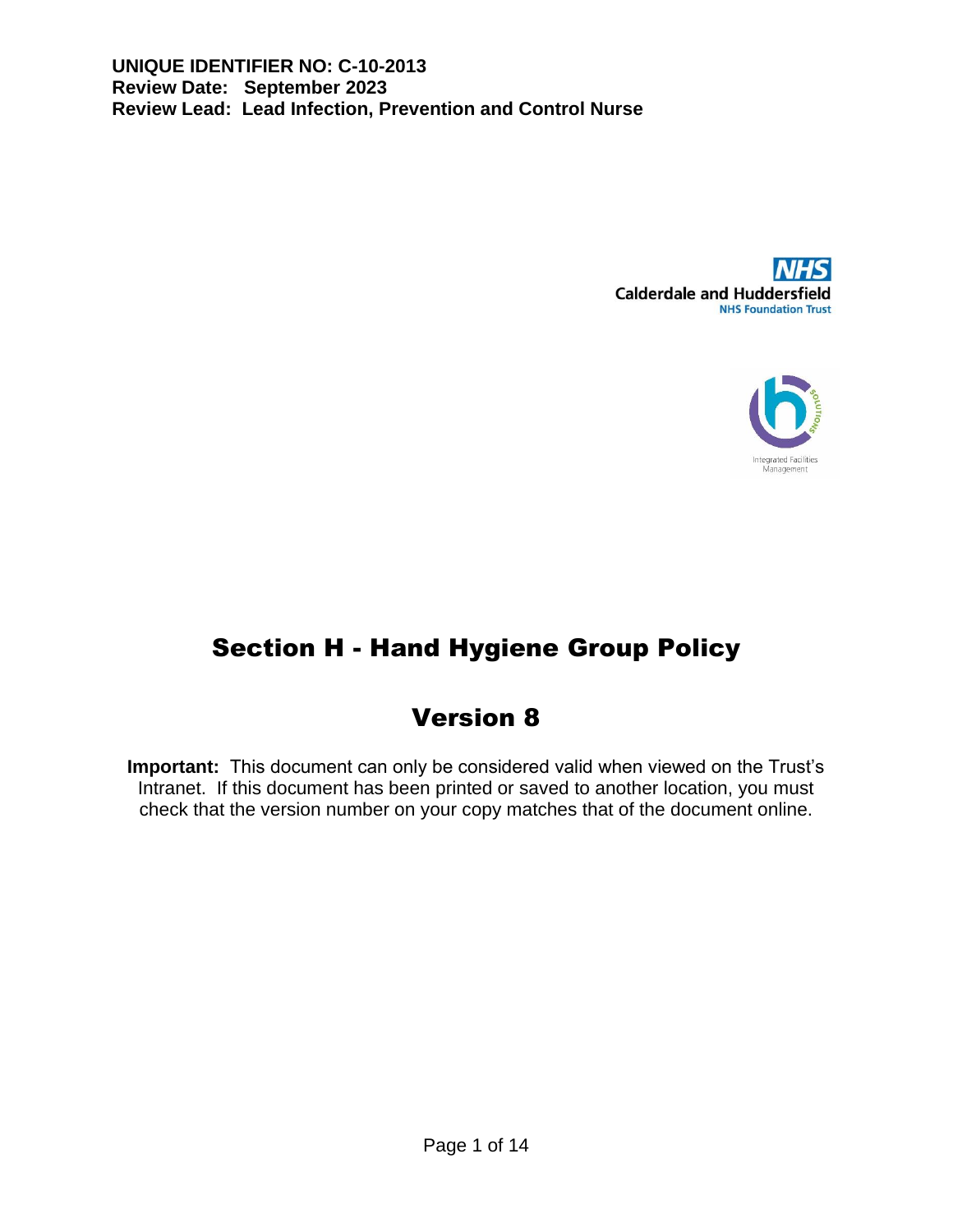**UNIQUE IDENTIFIER NO: C-10-2013**
**Review Date: September 2023**
**Review Lead: Lead Infection, Prevention and Control Nurse**

NHS
Calderdale and Huddersfield
NHS Foundation Trust

Integrated Facilities Management

# Section H - Hand Hygiene Group Policy

## Version 8

**Important:** This document can only be considered valid when viewed on the Trust's Intranet. If this document has been printed or saved to another location, you must check that the version number on your copy matches that of the document online.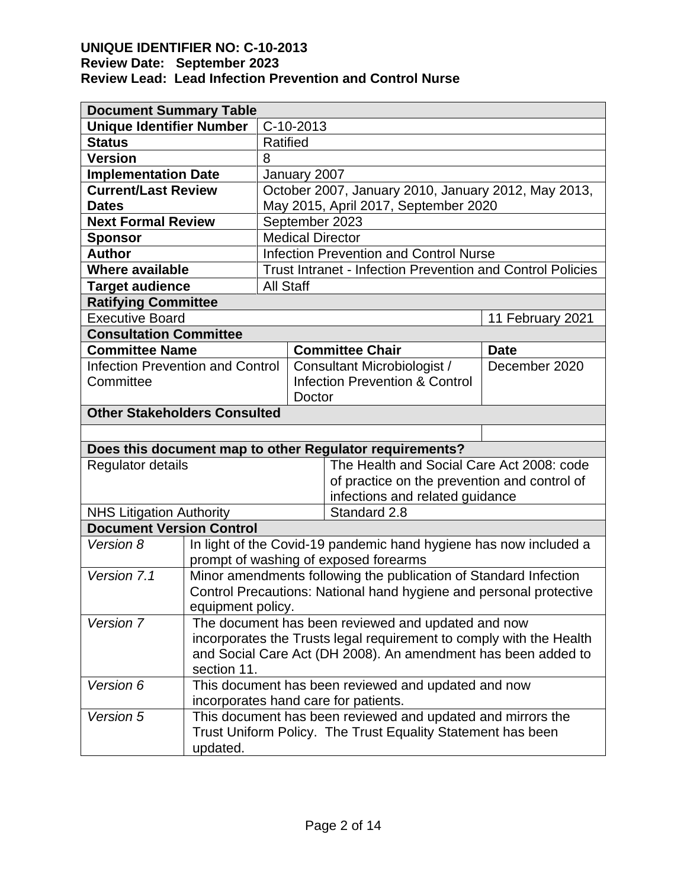**UNIQUE IDENTIFIER NO: C-10-2013**
**Review Date: September 2023**
**Review Lead: Lead Infection Prevention and Control Nurse**

| **Document Summary Table** | | | |
|---|---|---|---|
| **Unique Identifier Number** | C-10-2013 | | |
| **Status** | Ratified | | |
| **Version** | 8 | | |
| **Implementation Date** | January 2007 | | |
| **Current/Last Review Dates** | October 2007, January 2010, January 2012, May 2013, May 2015, April 2017, September 2020 | | |
| **Next Formal Review** | September 2023 | | |
| **Sponsor** | Medical Director | | |
| **Author** | Infection Prevention and Control Nurse | | |
| **Where available** | Trust Intranet - Infection Prevention and Control Policies | | |
| **Target audience** | All Staff | | |
| **Ratifying Committee** | | | |
| Executive Board | | | 11 February 2021 |
| **Consultation Committee** | | | |
| **Committee Name** | **Committee Chair** | | **Date** |
| Infection Prevention and Control Committee | Consultant Microbiologist / Infection Prevention & Control Doctor | | December 2020 |
| **Other Stakeholders Consulted** | | | |
| | | | |
| **Does this document map to other Regulator requirements?** | | | |
| Regulator details | | The Health and Social Care Act 2008: code of practice on the prevention and control of infections and related guidance | |
| NHS Litigation Authority | | Standard 2.8 | |

| **Document Version Control** | |
|---|---|
| *Version 8* | In light of the Covid-19 pandemic hand hygiene has now included a prompt of washing of exposed forearms |
| *Version 7.1* | Minor amendments following the publication of Standard Infection Control Precautions: National hand hygiene and personal protective equipment policy. |
| *Version 7* | The document has been reviewed and updated and now incorporates the Trusts legal requirement to comply with the Health and Social Care Act (DH 2008). An amendment has been added to section 11. |
| *Version 6* | This document has been reviewed and updated and now incorporates hand care for patients. |
| *Version 5* | This document has been reviewed and updated and mirrors the Trust Uniform Policy. The Trust Equality Statement has been updated. |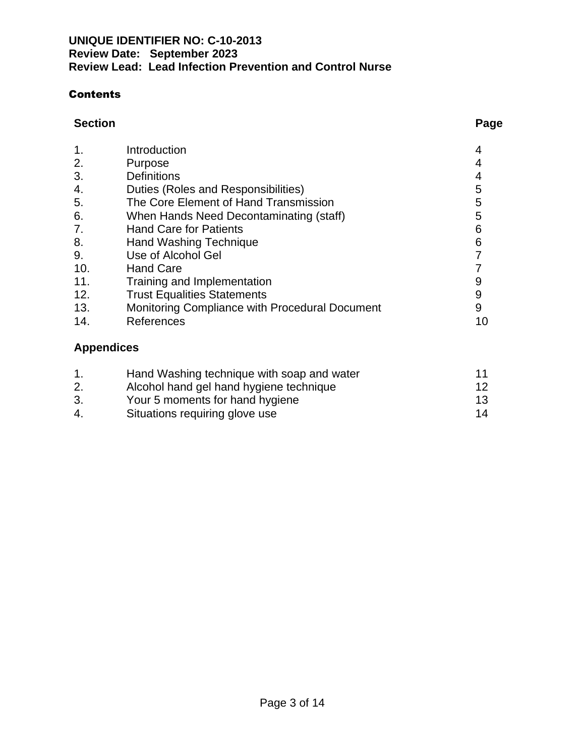**UNIQUE IDENTIFIER NO: C-10-2013**
**Review Date: September 2023**
**Review Lead: Lead Infection Prevention and Control Nurse**

## Contents

| Section | | Page |
|---|---|---|
| 1. | Introduction | 4 |
| 2. | Purpose | 4 |
| 3. | Definitions | 4 |
| 4. | Duties (Roles and Responsibilities) | 5 |
| 5. | The Core Element of Hand Transmission | 5 |
| 6. | When Hands Need Decontaminating (staff) | 5 |
| 7. | Hand Care for Patients | 6 |
| 8. | Hand Washing Technique | 6 |
| 9. | Use of Alcohol Gel | 7 |
| 10. | Hand Care | 7 |
| 11. | Training and Implementation | 9 |
| 12. | Trust Equalities Statements | 9 |
| 13. | Monitoring Compliance with Procedural Document | 9 |
| 14. | References | 10 |

**Appendices**

| | | |
|---|---|---|
| 1. | Hand Washing technique with soap and water | 11 |
| 2. | Alcohol hand gel hand hygiene technique | 12 |
| 3. | Your 5 moments for hand hygiene | 13 |
| 4. | Situations requiring glove use | 14 |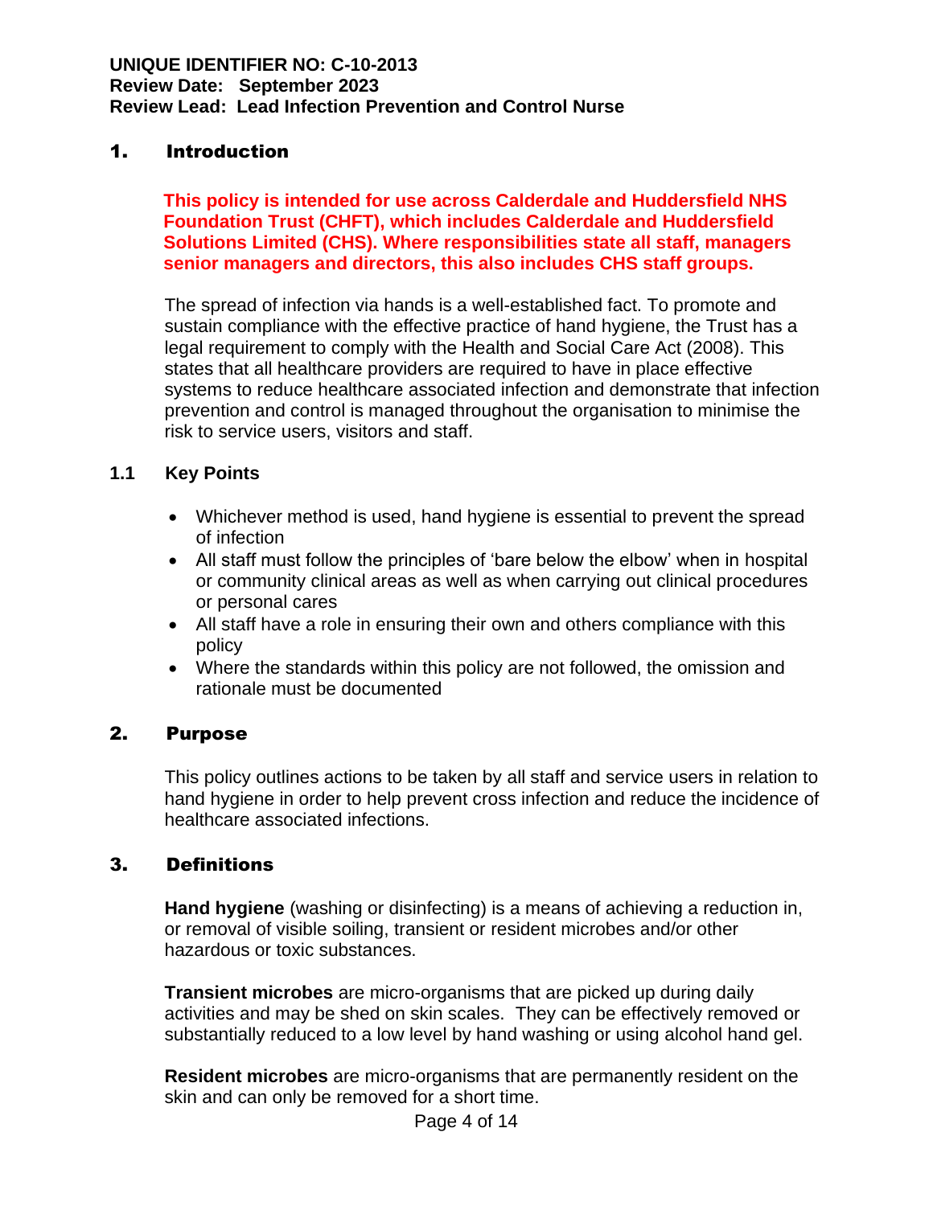**UNIQUE IDENTIFIER NO: C-10-2013**
**Review Date: September 2023**
**Review Lead: Lead Infection Prevention and Control Nurse**

## 1. Introduction

**This policy is intended for use across Calderdale and Huddersfield NHS Foundation Trust (CHFT), which includes Calderdale and Huddersfield Solutions Limited (CHS). Where responsibilities state all staff, managers senior managers and directors, this also includes CHS staff groups.**

The spread of infection via hands is a well-established fact. To promote and sustain compliance with the effective practice of hand hygiene, the Trust has a legal requirement to comply with the Health and Social Care Act (2008). This states that all healthcare providers are required to have in place effective systems to reduce healthcare associated infection and demonstrate that infection prevention and control is managed throughout the organisation to minimise the risk to service users, visitors and staff.

### 1.1 Key Points

- Whichever method is used, hand hygiene is essential to prevent the spread of infection
- All staff must follow the principles of 'bare below the elbow' when in hospital or community clinical areas as well as when carrying out clinical procedures or personal cares
- All staff have a role in ensuring their own and others compliance with this policy
- Where the standards within this policy are not followed, the omission and rationale must be documented

## 2. Purpose

This policy outlines actions to be taken by all staff and service users in relation to hand hygiene in order to help prevent cross infection and reduce the incidence of healthcare associated infections.

## 3. Definitions

**Hand hygiene** (washing or disinfecting) is a means of achieving a reduction in, or removal of visible soiling, transient or resident microbes and/or other hazardous or toxic substances.

**Transient microbes** are micro-organisms that are picked up during daily activities and may be shed on skin scales. They can be effectively removed or substantially reduced to a low level by hand washing or using alcohol hand gel.

**Resident microbes** are micro-organisms that are permanently resident on the skin and can only be removed for a short time.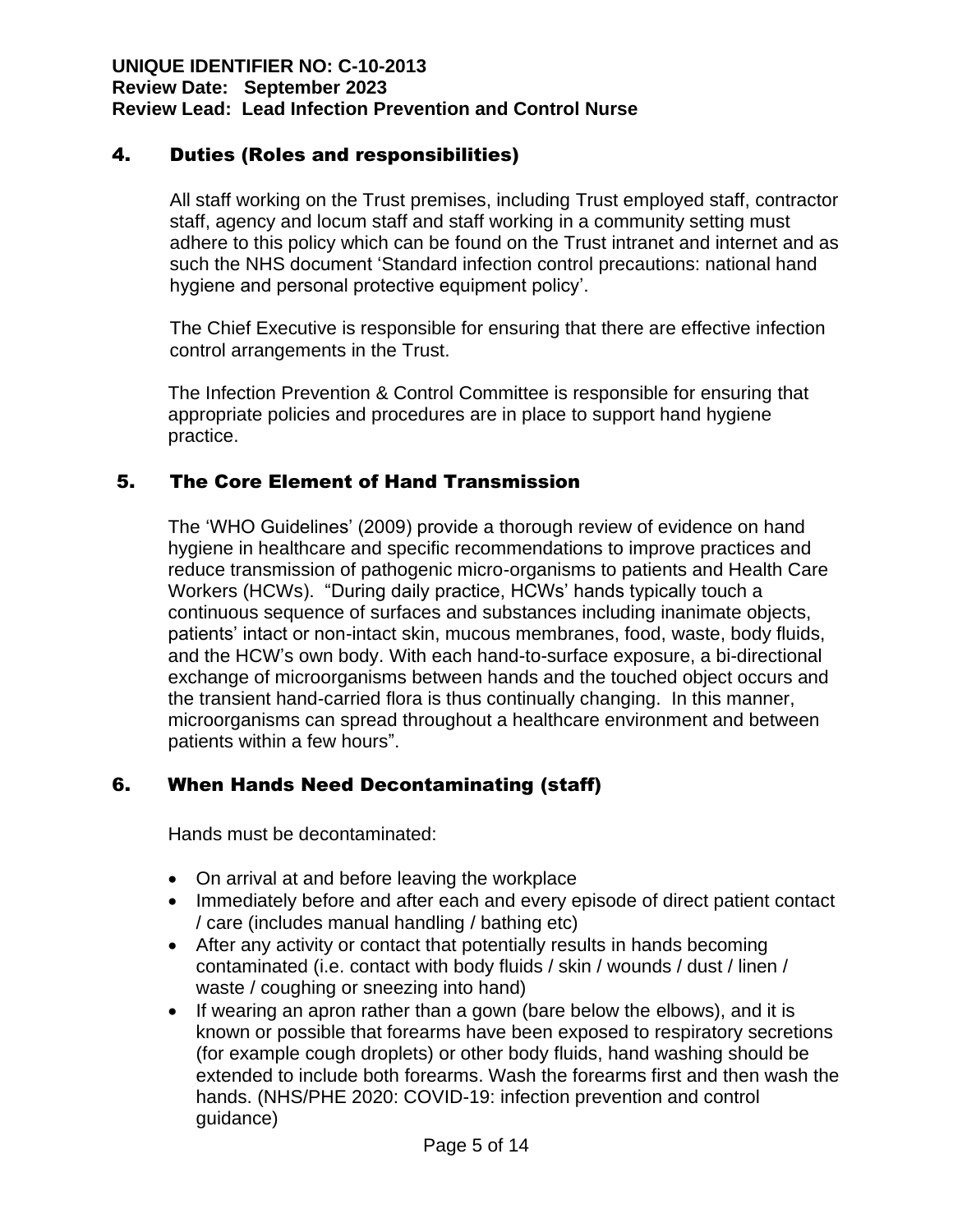## 4. Duties (Roles and responsibilities)

All staff working on the Trust premises, including Trust employed staff, contractor staff, agency and locum staff and staff working in a community setting must adhere to this policy which can be found on the Trust intranet and internet and as such the NHS document 'Standard infection control precautions: national hand hygiene and personal protective equipment policy'.

The Chief Executive is responsible for ensuring that there are effective infection control arrangements in the Trust.

The Infection Prevention & Control Committee is responsible for ensuring that appropriate policies and procedures are in place to support hand hygiene practice.

## 5. The Core Element of Hand Transmission

The 'WHO Guidelines' (2009) provide a thorough review of evidence on hand hygiene in healthcare and specific recommendations to improve practices and reduce transmission of pathogenic micro-organisms to patients and Health Care Workers (HCWs). "During daily practice, HCWs' hands typically touch a continuous sequence of surfaces and substances including inanimate objects, patients' intact or non-intact skin, mucous membranes, food, waste, body fluids, and the HCW's own body. With each hand-to-surface exposure, a bi-directional exchange of microorganisms between hands and the touched object occurs and the transient hand-carried flora is thus continually changing. In this manner, microorganisms can spread throughout a healthcare environment and between patients within a few hours".

## 6. When Hands Need Decontaminating (staff)

Hands must be decontaminated:

- On arrival at and before leaving the workplace
- Immediately before and after each and every episode of direct patient contact / care (includes manual handling / bathing etc)
- After any activity or contact that potentially results in hands becoming contaminated (i.e. contact with body fluids / skin / wounds / dust / linen / waste / coughing or sneezing into hand)
- If wearing an apron rather than a gown (bare below the elbows), and it is known or possible that forearms have been exposed to respiratory secretions (for example cough droplets) or other body fluids, hand washing should be extended to include both forearms. Wash the forearms first and then wash the hands. (NHS/PHE 2020: COVID-19: infection prevention and control guidance)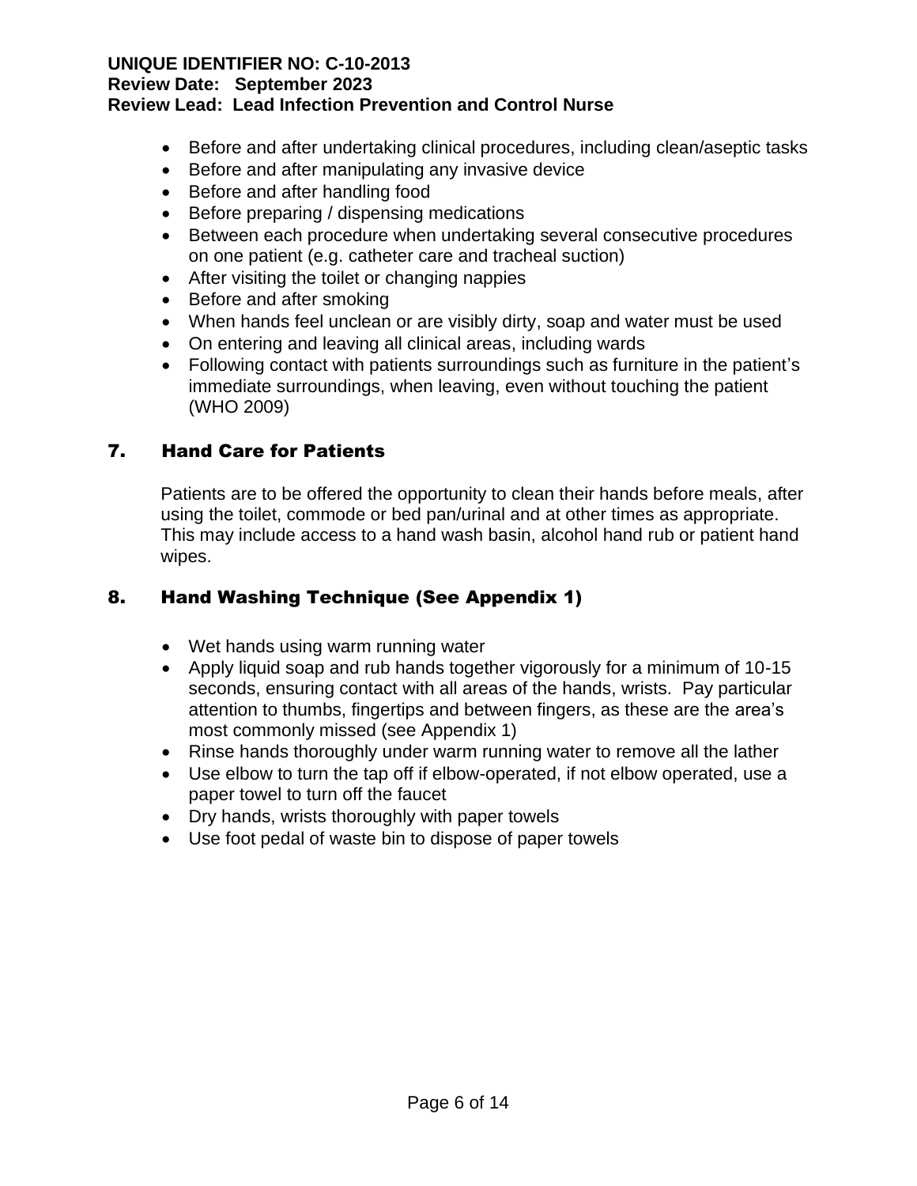- Before and after undertaking clinical procedures, including clean/aseptic tasks
- Before and after manipulating any invasive device
- Before and after handling food
- Before preparing / dispensing medications
- Between each procedure when undertaking several consecutive procedures on one patient (e.g. catheter care and tracheal suction)
- After visiting the toilet or changing nappies
- Before and after smoking
- When hands feel unclean or are visibly dirty, soap and water must be used
- On entering and leaving all clinical areas, including wards
- Following contact with patients surroundings such as furniture in the patient's immediate surroundings, when leaving, even without touching the patient (WHO 2009)

## 7. Hand Care for Patients

Patients are to be offered the opportunity to clean their hands before meals, after using the toilet, commode or bed pan/urinal and at other times as appropriate. This may include access to a hand wash basin, alcohol hand rub or patient hand wipes.

## 8. Hand Washing Technique (See Appendix 1)

- Wet hands using warm running water
- Apply liquid soap and rub hands together vigorously for a minimum of 10-15 seconds, ensuring contact with all areas of the hands, wrists. Pay particular attention to thumbs, fingertips and between fingers, as these are the area's most commonly missed (see Appendix 1)
- Rinse hands thoroughly under warm running water to remove all the lather
- Use elbow to turn the tap off if elbow-operated, if not elbow operated, use a paper towel to turn off the faucet
- Dry hands, wrists thoroughly with paper towels
- Use foot pedal of waste bin to dispose of paper towels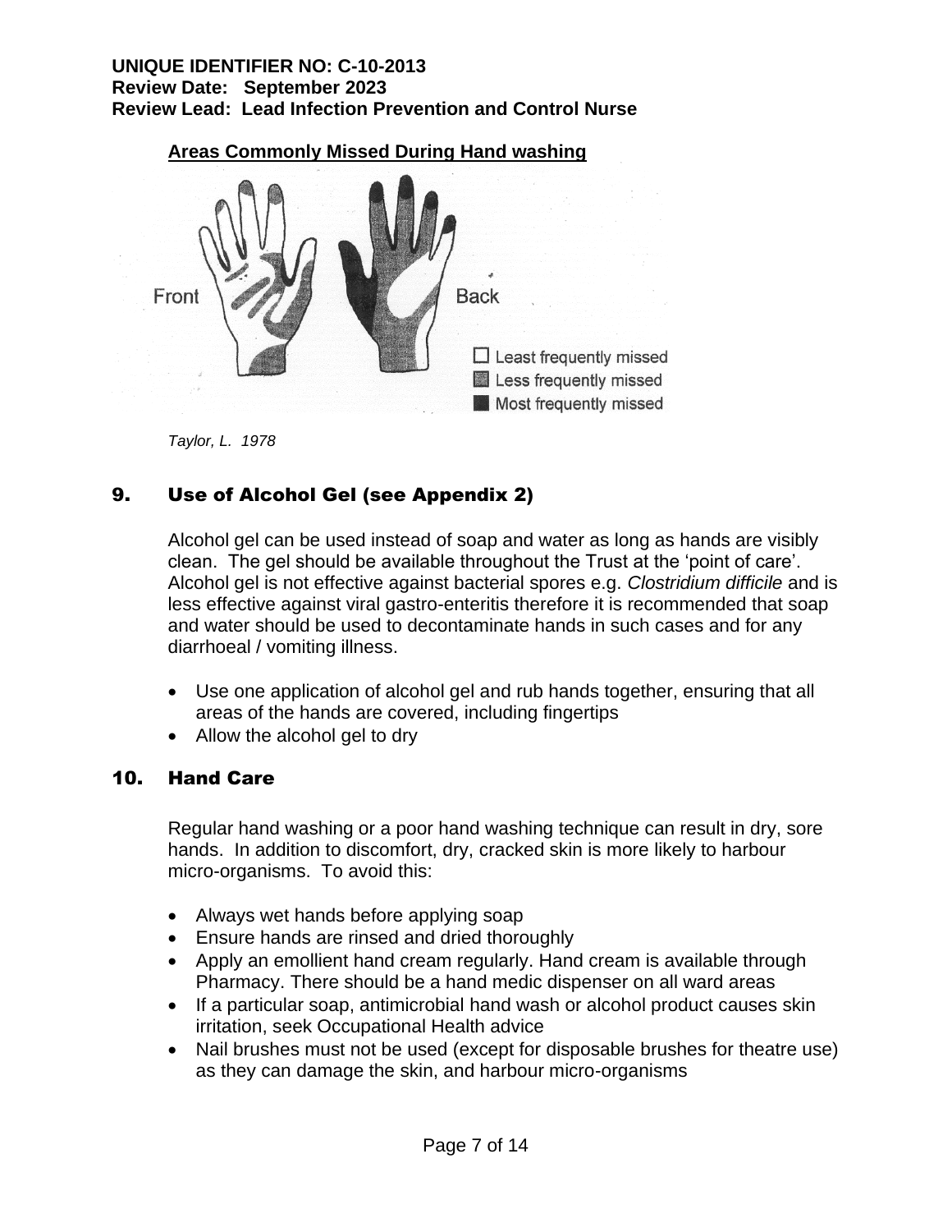**Areas Commonly Missed During Hand washing**

Front

Back

☐ Least frequently missed
▩ Less frequently missed
■ Most frequently missed

*Taylor, L. 1978*

## 9. Use of Alcohol Gel (see Appendix 2)

Alcohol gel can be used instead of soap and water as long as hands are visibly clean. The gel should be available throughout the Trust at the 'point of care'. Alcohol gel is not effective against bacterial spores e.g. *Clostridium difficile* and is less effective against viral gastro-enteritis therefore it is recommended that soap and water should be used to decontaminate hands in such cases and for any diarrhoeal / vomiting illness.

- Use one application of alcohol gel and rub hands together, ensuring that all areas of the hands are covered, including fingertips
- Allow the alcohol gel to dry

## 10. Hand Care

Regular hand washing or a poor hand washing technique can result in dry, sore hands. In addition to discomfort, dry, cracked skin is more likely to harbour micro-organisms. To avoid this:

- Always wet hands before applying soap
- Ensure hands are rinsed and dried thoroughly
- Apply an emollient hand cream regularly. Hand cream is available through Pharmacy. There should be a hand medic dispenser on all ward areas
- If a particular soap, antimicrobial hand wash or alcohol product causes skin irritation, seek Occupational Health advice
- Nail brushes must not be used (except for disposable brushes for theatre use) as they can damage the skin, and harbour micro-organisms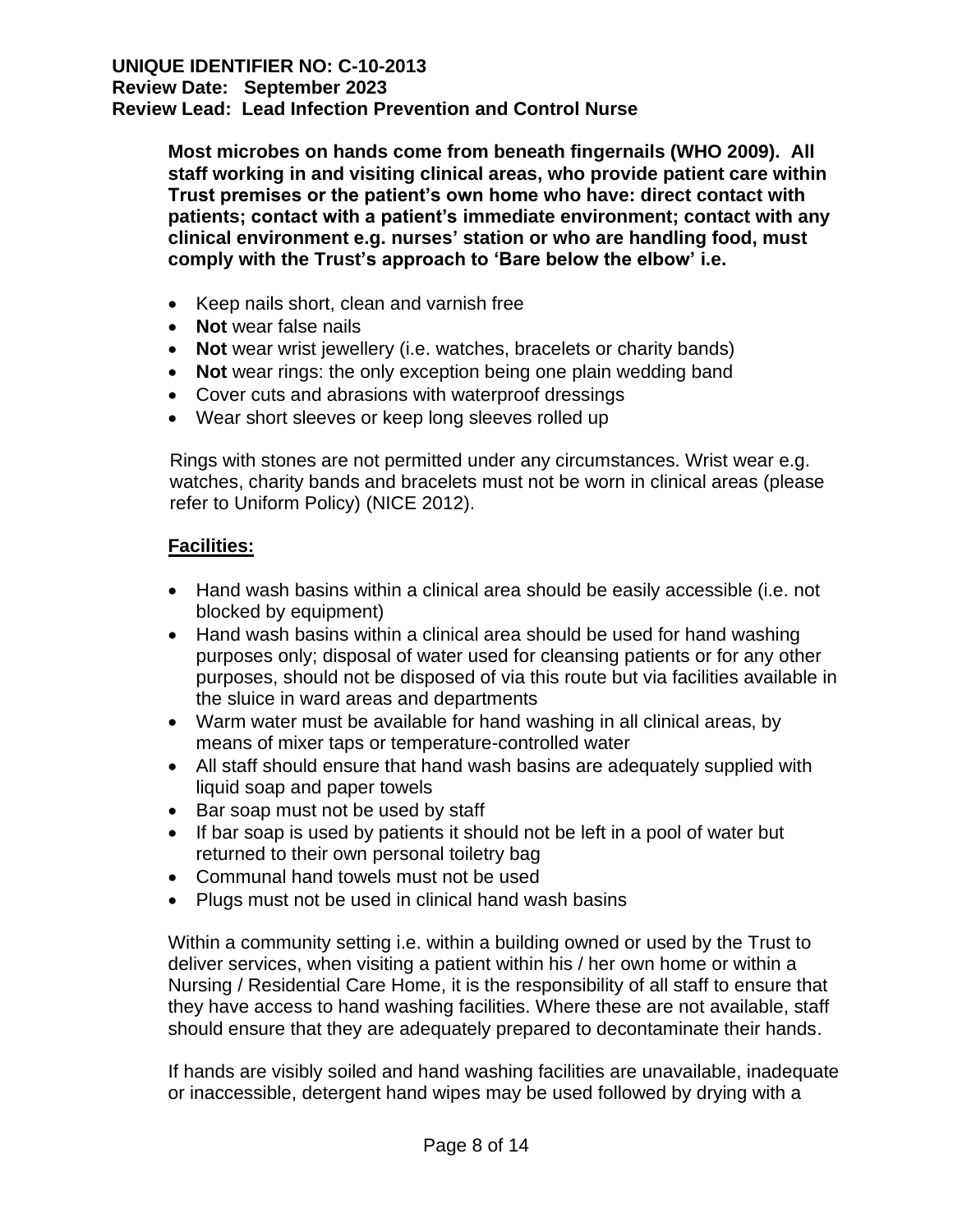**Most microbes on hands come from beneath fingernails (WHO 2009). All staff working in and visiting clinical areas, who provide patient care within Trust premises or the patient's own home who have: direct contact with patients; contact with a patient's immediate environment; contact with any clinical environment e.g. nurses' station or who are handling food, must comply with the Trust's approach to 'Bare below the elbow' i.e.**

- Keep nails short, clean and varnish free
- **Not** wear false nails
- **Not** wear wrist jewellery (i.e. watches, bracelets or charity bands)
- **Not** wear rings: the only exception being one plain wedding band
- Cover cuts and abrasions with waterproof dressings
- Wear short sleeves or keep long sleeves rolled up

Rings with stones are not permitted under any circumstances. Wrist wear e.g. watches, charity bands and bracelets must not be worn in clinical areas (please refer to Uniform Policy) (NICE 2012).

**Facilities:**

- Hand wash basins within a clinical area should be easily accessible (i.e. not blocked by equipment)
- Hand wash basins within a clinical area should be used for hand washing purposes only; disposal of water used for cleansing patients or for any other purposes, should not be disposed of via this route but via facilities available in the sluice in ward areas and departments
- Warm water must be available for hand washing in all clinical areas, by means of mixer taps or temperature-controlled water
- All staff should ensure that hand wash basins are adequately supplied with liquid soap and paper towels
- Bar soap must not be used by staff
- If bar soap is used by patients it should not be left in a pool of water but returned to their own personal toiletry bag
- Communal hand towels must not be used
- Plugs must not be used in clinical hand wash basins

Within a community setting i.e. within a building owned or used by the Trust to deliver services, when visiting a patient within his / her own home or within a Nursing / Residential Care Home, it is the responsibility of all staff to ensure that they have access to hand washing facilities. Where these are not available, staff should ensure that they are adequately prepared to decontaminate their hands.

If hands are visibly soiled and hand washing facilities are unavailable, inadequate or inaccessible, detergent hand wipes may be used followed by drying with a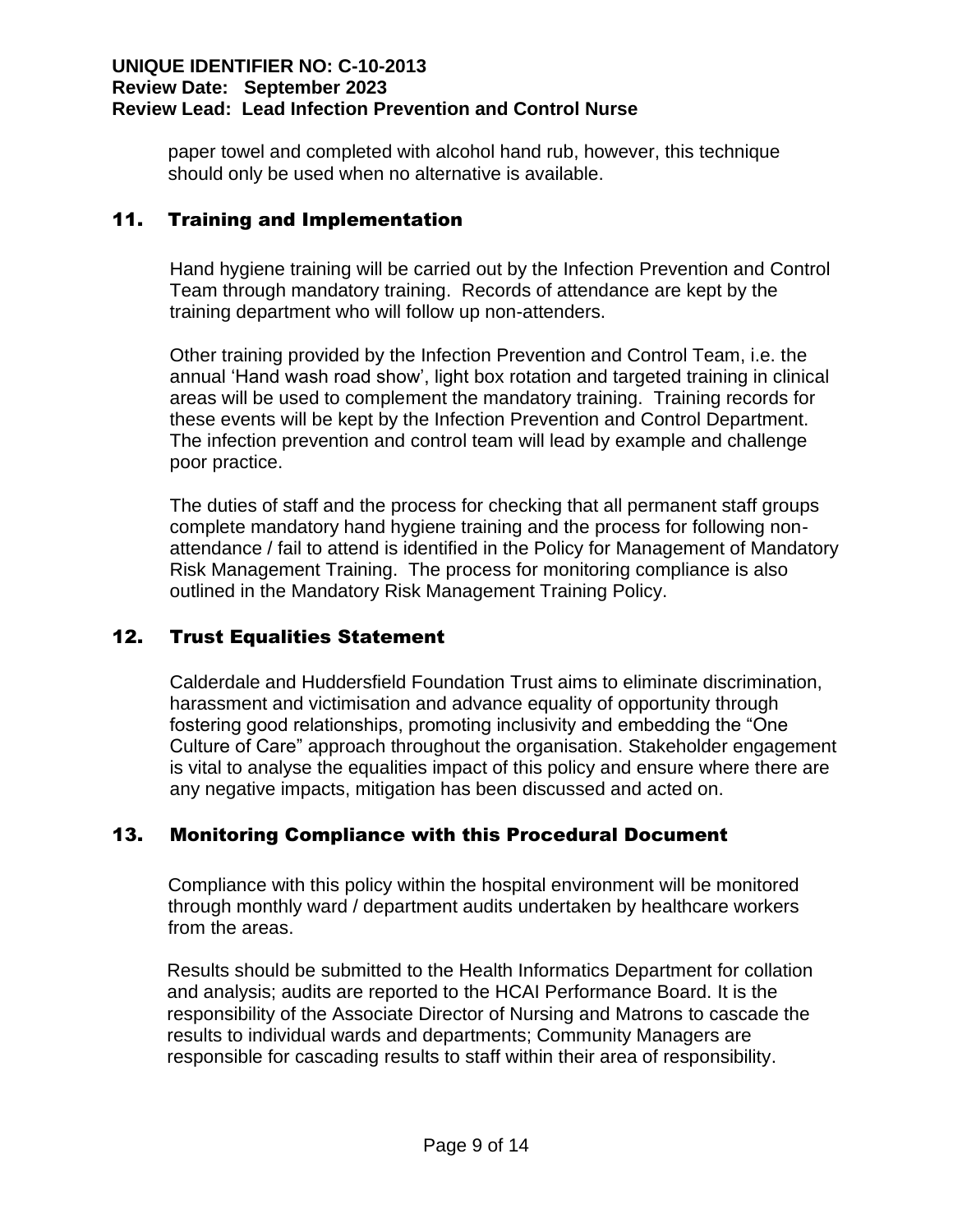paper towel and completed with alcohol hand rub, however, this technique should only be used when no alternative is available.

## 11. Training and Implementation

Hand hygiene training will be carried out by the Infection Prevention and Control Team through mandatory training. Records of attendance are kept by the training department who will follow up non-attenders.

Other training provided by the Infection Prevention and Control Team, i.e. the annual 'Hand wash road show', light box rotation and targeted training in clinical areas will be used to complement the mandatory training. Training records for these events will be kept by the Infection Prevention and Control Department. The infection prevention and control team will lead by example and challenge poor practice.

The duties of staff and the process for checking that all permanent staff groups complete mandatory hand hygiene training and the process for following non-attendance / fail to attend is identified in the Policy for Management of Mandatory Risk Management Training. The process for monitoring compliance is also outlined in the Mandatory Risk Management Training Policy.

## 12. Trust Equalities Statement

Calderdale and Huddersfield Foundation Trust aims to eliminate discrimination, harassment and victimisation and advance equality of opportunity through fostering good relationships, promoting inclusivity and embedding the "One Culture of Care" approach throughout the organisation. Stakeholder engagement is vital to analyse the equalities impact of this policy and ensure where there are any negative impacts, mitigation has been discussed and acted on.

## 13. Monitoring Compliance with this Procedural Document

Compliance with this policy within the hospital environment will be monitored through monthly ward / department audits undertaken by healthcare workers from the areas.

Results should be submitted to the Health Informatics Department for collation and analysis; audits are reported to the HCAI Performance Board. It is the responsibility of the Associate Director of Nursing and Matrons to cascade the results to individual wards and departments; Community Managers are responsible for cascading results to staff within their area of responsibility.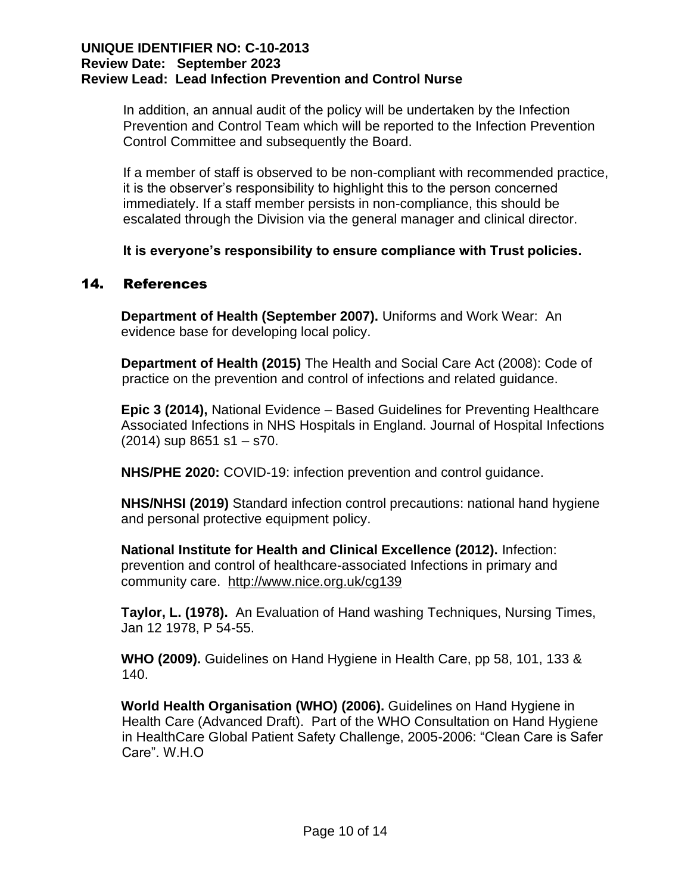In addition, an annual audit of the policy will be undertaken by the Infection Prevention and Control Team which will be reported to the Infection Prevention Control Committee and subsequently the Board.

If a member of staff is observed to be non-compliant with recommended practice, it is the observer's responsibility to highlight this to the person concerned immediately. If a staff member persists in non-compliance, this should be escalated through the Division via the general manager and clinical director.

**It is everyone's responsibility to ensure compliance with Trust policies.**

## 14. References

**Department of Health (September 2007).** Uniforms and Work Wear: An evidence base for developing local policy.

**Department of Health (2015)** The Health and Social Care Act (2008): Code of practice on the prevention and control of infections and related guidance.

**Epic 3 (2014),** National Evidence – Based Guidelines for Preventing Healthcare Associated Infections in NHS Hospitals in England. Journal of Hospital Infections (2014) sup 8651 s1 – s70.

**NHS/PHE 2020:** COVID-19: infection prevention and control guidance.

**NHS/NHSI (2019)** Standard infection control precautions: national hand hygiene and personal protective equipment policy.

**National Institute for Health and Clinical Excellence (2012).** Infection: prevention and control of healthcare-associated Infections in primary and community care. http://www.nice.org.uk/cg139

**Taylor, L. (1978).** An Evaluation of Hand washing Techniques, Nursing Times, Jan 12 1978, P 54-55.

**WHO (2009).** Guidelines on Hand Hygiene in Health Care, pp 58, 101, 133 & 140.

**World Health Organisation (WHO) (2006).** Guidelines on Hand Hygiene in Health Care (Advanced Draft). Part of the WHO Consultation on Hand Hygiene in HealthCare Global Patient Safety Challenge, 2005-2006: "Clean Care is Safer Care". W.H.O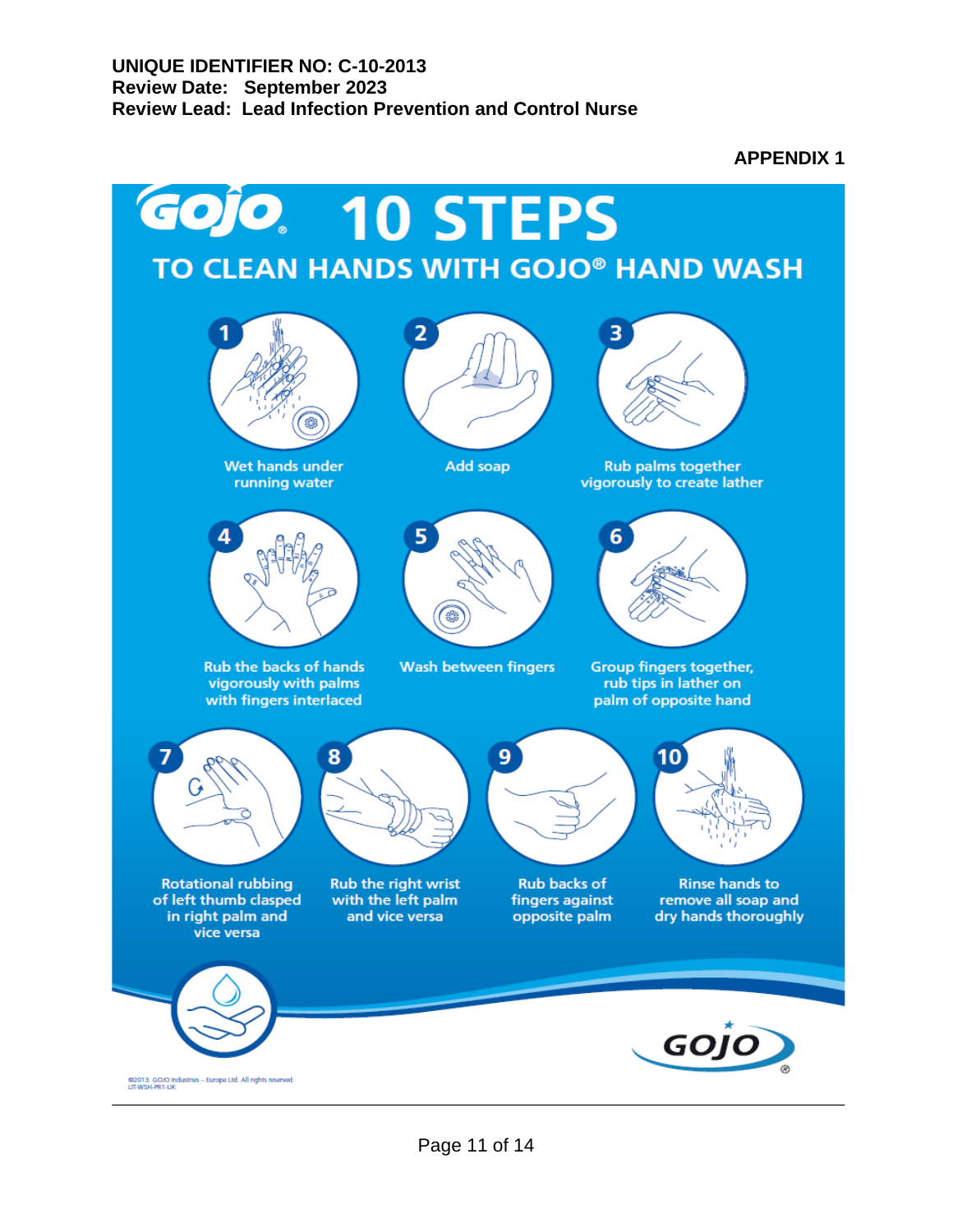**UNIQUE IDENTIFIER NO: C-10-2013**
**Review Date: September 2023**
**Review Lead: Lead Infection Prevention and Control Nurse**

**APPENDIX 1**

# GOJO 10 STEPS

## TO CLEAN HANDS WITH GOJO® HAND WASH

1. Wet hands under running water
2. Add soap
3. Rub palms together vigorously to create lather
4. Rub the backs of hands vigorously with palms with fingers interlaced
5. Wash between fingers
6. Group fingers together, rub tips in lather on palm of opposite hand
7. Rotational rubbing of left thumb clasped in right palm and vice versa
8. Rub the right wrist with the left palm and vice versa
9. Rub backs of fingers against opposite palm
10. Rinse hands to remove all soap and dry hands thoroughly

GOJO®

©2013. GOJO Industries – Europe Ltd. All rights reserved.
LIT-WSH-PR1-UK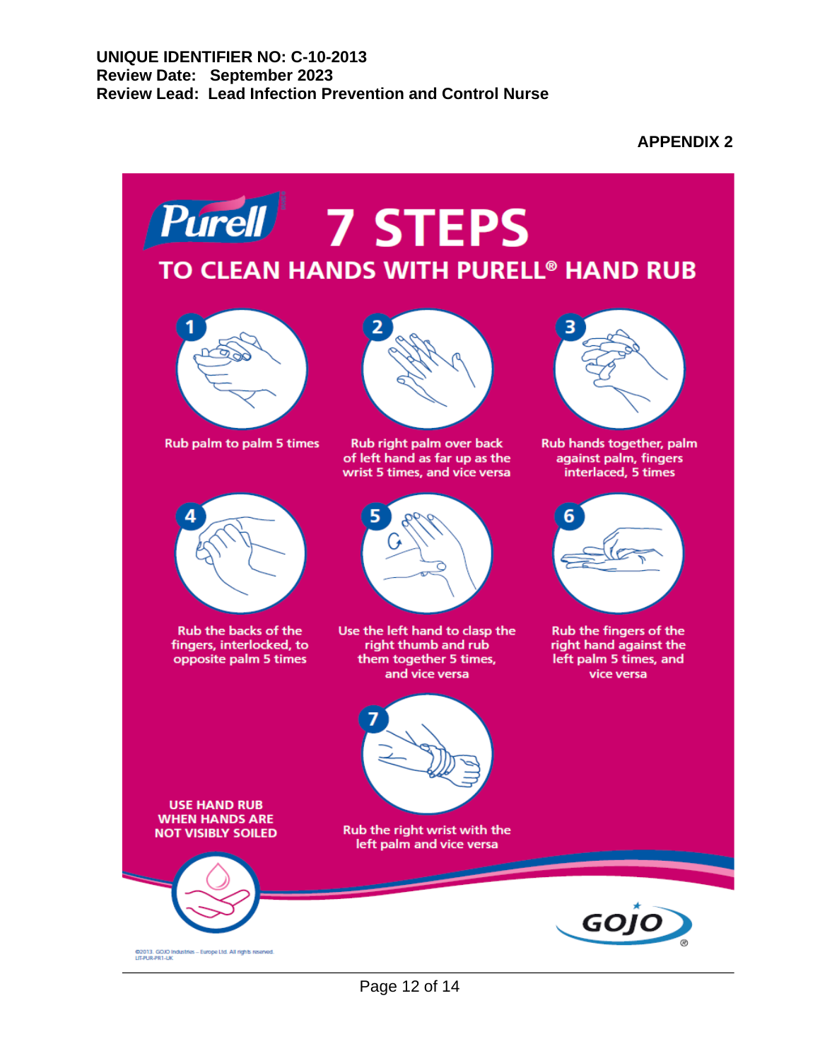**APPENDIX 2**

# Purell 7 STEPS

## TO CLEAN HANDS WITH PURELL® HAND RUB

1. Rub palm to palm 5 times
2. Rub right palm over back of left hand as far up as the wrist 5 times, and vice versa
3. Rub hands together, palm against palm, fingers interlaced, 5 times
4. Rub the backs of the fingers, interlocked, to opposite palm 5 times
5. Use the left hand to clasp the right thumb and rub them together 5 times, and vice versa
6. Rub the fingers of the right hand against the left palm 5 times, and vice versa
7. Rub the right wrist with the left palm and vice versa

**USE HAND RUB WHEN HANDS ARE NOT VISIBLY SOILED**

GOJO

©2013. GOJO Industries – Europe Ltd. All rights reserved.
LIT-PUR-PR1-UK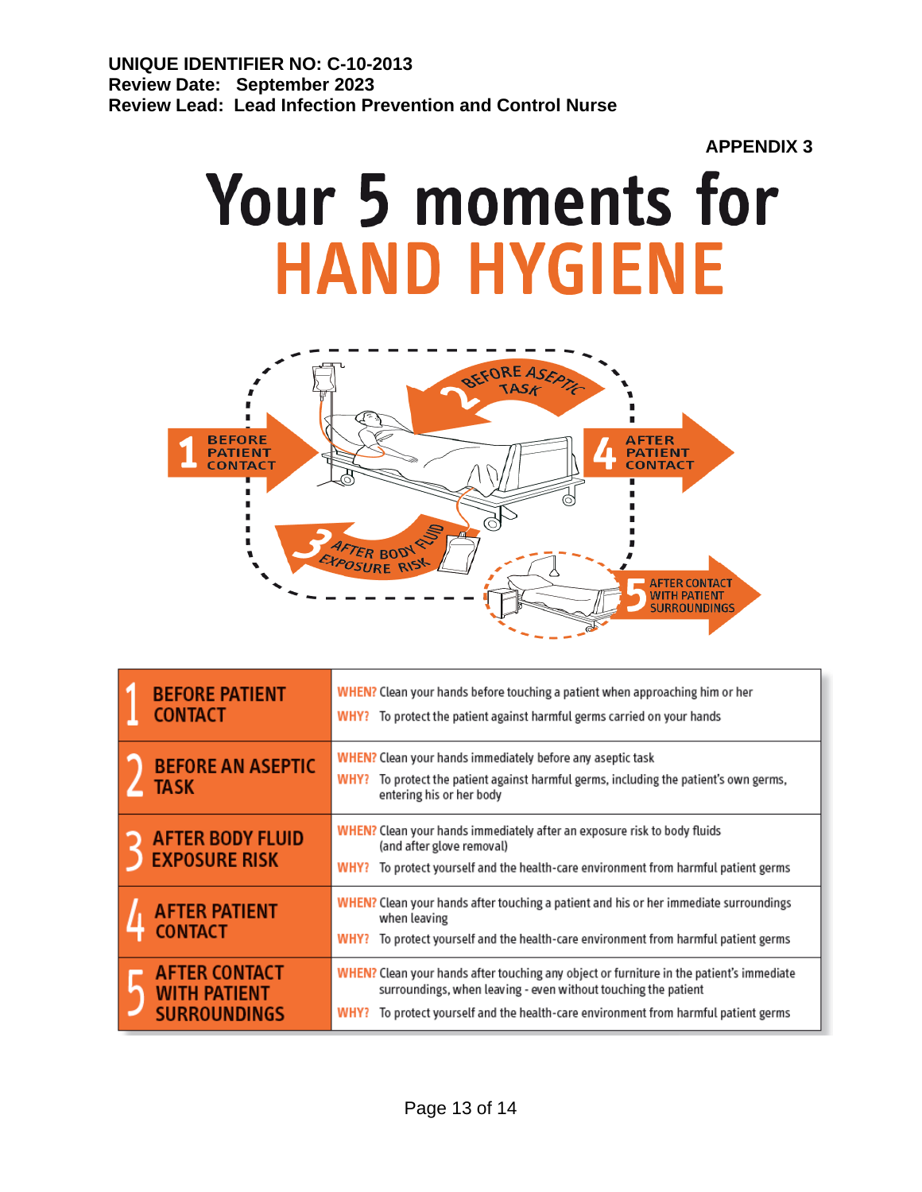UNIQUE IDENTIFIER NO: C-10-2013
Review Date: September 2023
Review Lead: Lead Infection Prevention and Control Nurse

**APPENDIX 3**

# Your 5 moments for HAND HYGIENE

1 BEFORE PATIENT CONTACT

2 BEFORE ASEPTIC TASK

3 AFTER BODY FLUID EXPOSURE RISK

4 AFTER PATIENT CONTACT

5 AFTER CONTACT WITH PATIENT SURROUNDINGS

| Moment | When / Why |
|---|---|
| **1 BEFORE PATIENT CONTACT** | **WHEN?** Clean your hands before touching a patient when approaching him or her<br>**WHY?** To protect the patient against harmful germs carried on your hands |
| **2 BEFORE AN ASEPTIC TASK** | **WHEN?** Clean your hands immediately before any aseptic task<br>**WHY?** To protect the patient against harmful germs, including the patient's own germs, entering his or her body |
| **3 AFTER BODY FLUID EXPOSURE RISK** | **WHEN?** Clean your hands immediately after an exposure risk to body fluids (and after glove removal)<br>**WHY?** To protect yourself and the health-care environment from harmful patient germs |
| **4 AFTER PATIENT CONTACT** | **WHEN?** Clean your hands after touching a patient and his or her immediate surroundings when leaving<br>**WHY?** To protect yourself and the health-care environment from harmful patient germs |
| **5 AFTER CONTACT WITH PATIENT SURROUNDINGS** | **WHEN?** Clean your hands after touching any object or furniture in the patient's immediate surroundings, when leaving - even without touching the patient<br>**WHY?** To protect yourself and the health-care environment from harmful patient germs |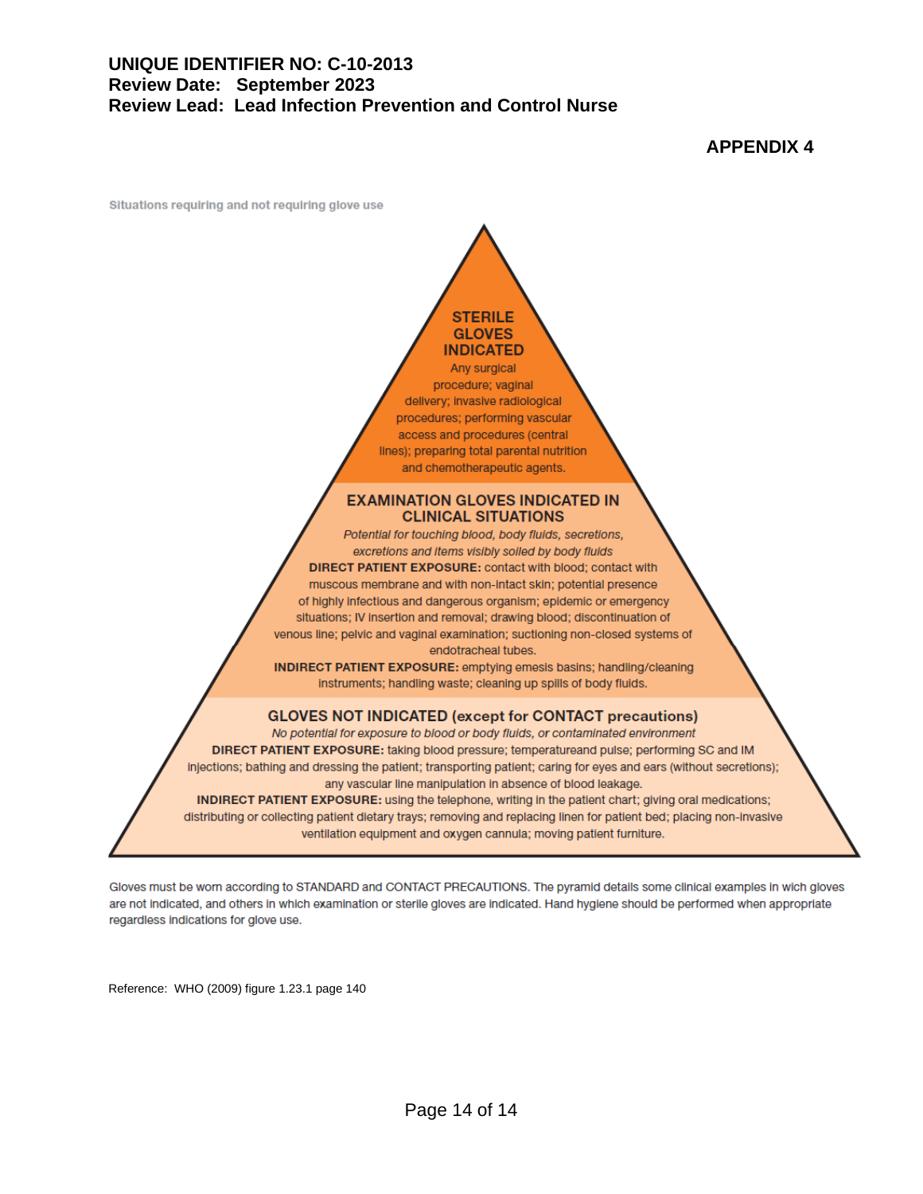**UNIQUE IDENTIFIER NO: C-10-2013**
**Review Date: September 2023**
**Review Lead: Lead Infection Prevention and Control Nurse**

## APPENDIX 4

Situations requiring and not requiring glove use

**STERILE GLOVES INDICATED**

Any surgical procedure; vaginal delivery; invasive radiological procedures; performing vascular access and procedures (central lines); preparing total parental nutrition and chemotherapeutic agents.

**EXAMINATION GLOVES INDICATED IN CLINICAL SITUATIONS**

*Potential for touching blood, body fluids, secretions, excretions and items visibly soiled by body fluids*

**DIRECT PATIENT EXPOSURE:** contact with blood; contact with muscous membrane and with non-intact skin; potential presence of highly infectious and dangerous organism; epidemic or emergency situations; IV insertion and removal; drawing blood; discontinuation of venous line; pelvic and vaginal examination; suctioning non-closed systems of endotracheal tubes.

**INDIRECT PATIENT EXPOSURE:** emptying emesis basins; handling/cleaning instruments; handling waste; cleaning up spills of body fluids.

**GLOVES NOT INDICATED (except for CONTACT precautions)**

*No potential for exposure to blood or body fluids, or contaminated environment*

**DIRECT PATIENT EXPOSURE:** taking blood pressure; temperatureand pulse; performing SC and IM injections; bathing and dressing the patient; transporting patient; caring for eyes and ears (without secretions); any vascular line manipulation in absence of blood leakage.

**INDIRECT PATIENT EXPOSURE:** using the telephone, writing in the patient chart; giving oral medications; distributing or collecting patient dietary trays; removing and replacing linen for patient bed; placing non-invasive ventilation equipment and oxygen cannula; moving patient furniture.

Gloves must be worn according to STANDARD and CONTACT PRECAUTIONS. The pyramid details some clinical examples in wich gloves are not indicated, and others in which examination or sterile gloves are indicated. Hand hygiene should be performed when appropriate regardless indications for glove use.

Reference: WHO (2009) figure 1.23.1 page 140